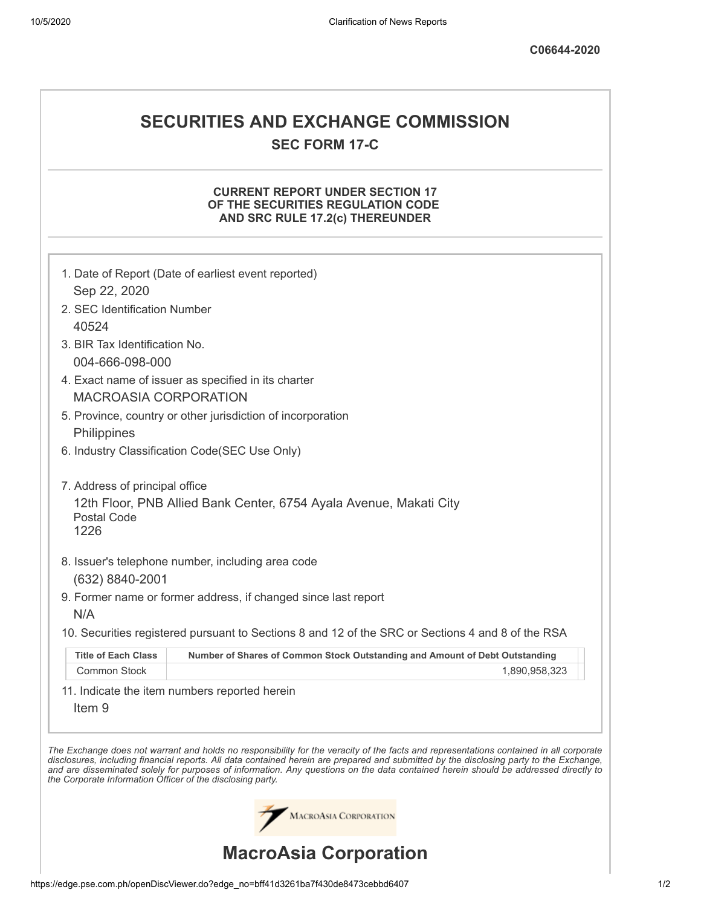C06644-2020

# SECURITIES AND EXCHANGE COMMISSION

## SEC FORM 17-C

### CURRENT REPORT UNDER SECTION 17 OF THE SECURITIES REGULATION CODE AND SRC RULE 17.2(c) THEREUNDER

1. Date of Report (Date of earliest event reported)
   Sep 22, 2020
2. SEC Identification Number
   40524
3. BIR Tax Identification No.
   004-666-098-000
4. Exact name of issuer as specified in its charter
   MACROASIA CORPORATION
5. Province, country or other jurisdiction of incorporation
   Philippines
6. Industry Classification Code(SEC Use Only)

7. Address of principal office
   12th Floor, PNB Allied Bank Center, 6754 Ayala Avenue, Makati City
   Postal Code
   1226
8. Issuer's telephone number, including area code
   (632) 8840-2001
9. Former name or former address, if changed since last report
   N/A
10. Securities registered pursuant to Sections 8 and 12 of the SRC or Sections 4 and 8 of the RSA

| Title of Each Class | Number of Shares of Common Stock Outstanding and Amount of Debt Outstanding |
|---|---|
| Common Stock | 1,890,958,323 |

11. Indicate the item numbers reported herein
    Item 9

*The Exchange does not warrant and holds no responsibility for the veracity of the facts and representations contained in all corporate disclosures, including financial reports. All data contained herein are prepared and submitted by the disclosing party to the Exchange, and are disseminated solely for purposes of information. Any questions on the data contained herein should be addressed directly to the Corporate Information Officer of the disclosing party.*

# MacroAsia Corporation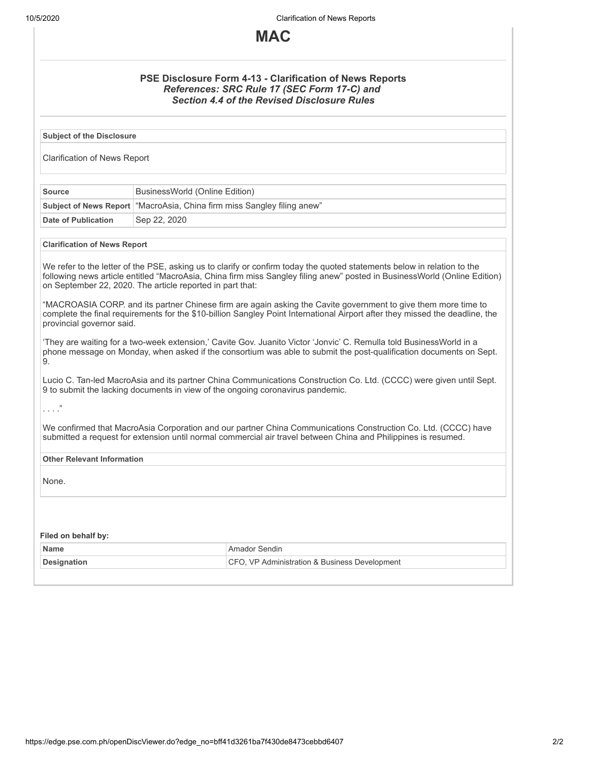# MAC

### PSE Disclosure Form 4-13 - Clarification of News Reports

***References: SRC Rule 17 (SEC Form 17-C) and Section 4.4 of the Revised Disclosure Rules***

**Subject of the Disclosure**

Clarification of News Report

| | |
|---|---|
| **Source** | BusinessWorld (Online Edition) |
| **Subject of News Report** | "MacroAsia, China firm miss Sangley filing anew" |
| **Date of Publication** | Sep 22, 2020 |

**Clarification of News Report**

We refer to the letter of the PSE, asking us to clarify or confirm today the quoted statements below in relation to the following news article entitled "MacroAsia, China firm miss Sangley filing anew" posted in BusinessWorld (Online Edition) on September 22, 2020. The article reported in part that:

"MACROASIA CORP. and its partner Chinese firm are again asking the Cavite government to give them more time to complete the final requirements for the $10-billion Sangley Point International Airport after they missed the deadline, the provincial governor said.

'They are waiting for a two-week extension,' Cavite Gov. Juanito Victor 'Jonvic' C. Remulla told BusinessWorld in a phone message on Monday, when asked if the consortium was able to submit the post-qualification documents on Sept. 9.

Lucio C. Tan-led MacroAsia and its partner China Communications Construction Co. Ltd. (CCCC) were given until Sept. 9 to submit the lacking documents in view of the ongoing coronavirus pandemic.

. . . ."

We confirmed that MacroAsia Corporation and our partner China Communications Construction Co. Ltd. (CCCC) have submitted a request for extension until normal commercial air travel between China and Philippines is resumed.

**Other Relevant Information**

None.

**Filed on behalf by:**

| | |
|---|---|
| **Name** | Amador Sendin |
| **Designation** | CFO, VP Administration & Business Development |